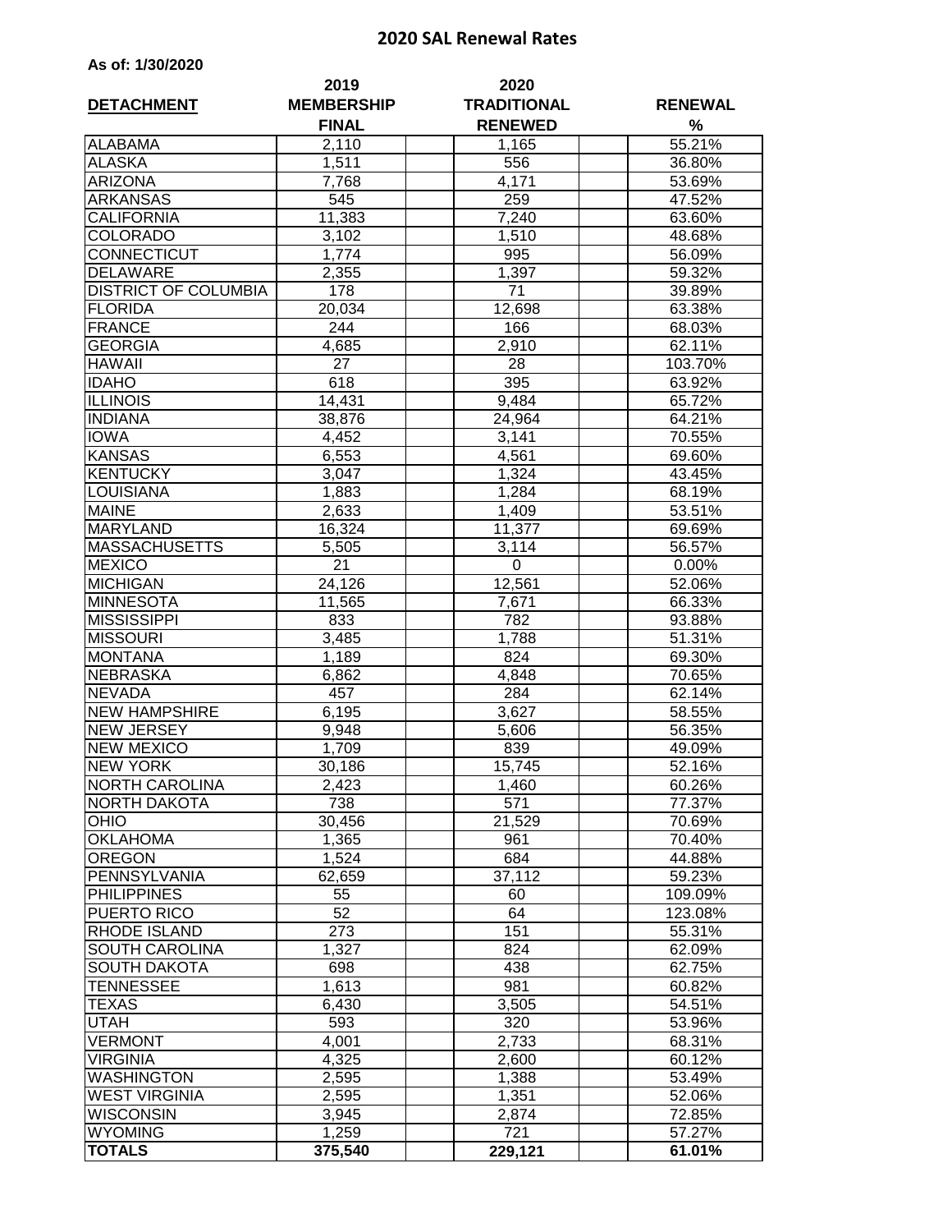# 2020 SAL Renewal Rates

**As of: 1/30/2020**

| DETACHMENT | 2019 MEMBERSHIP FINAL | 2020 TRADITIONAL RENEWED | RENEWAL % |
|---|---|---|---|
| ALABAMA | 2,110 | 1,165 | 55.21% |
| ALASKA | 1,511 | 556 | 36.80% |
| ARIZONA | 7,768 | 4,171 | 53.69% |
| ARKANSAS | 545 | 259 | 47.52% |
| CALIFORNIA | 11,383 | 7,240 | 63.60% |
| COLORADO | 3,102 | 1,510 | 48.68% |
| CONNECTICUT | 1,774 | 995 | 56.09% |
| DELAWARE | 2,355 | 1,397 | 59.32% |
| DISTRICT OF COLUMBIA | 178 | 71 | 39.89% |
| FLORIDA | 20,034 | 12,698 | 63.38% |
| FRANCE | 244 | 166 | 68.03% |
| GEORGIA | 4,685 | 2,910 | 62.11% |
| HAWAII | 27 | 28 | 103.70% |
| IDAHO | 618 | 395 | 63.92% |
| ILLINOIS | 14,431 | 9,484 | 65.72% |
| INDIANA | 38,876 | 24,964 | 64.21% |
| IOWA | 4,452 | 3,141 | 70.55% |
| KANSAS | 6,553 | 4,561 | 69.60% |
| KENTUCKY | 3,047 | 1,324 | 43.45% |
| LOUISIANA | 1,883 | 1,284 | 68.19% |
| MAINE | 2,633 | 1,409 | 53.51% |
| MARYLAND | 16,324 | 11,377 | 69.69% |
| MASSACHUSETTS | 5,505 | 3,114 | 56.57% |
| MEXICO | 21 | 0 | 0.00% |
| MICHIGAN | 24,126 | 12,561 | 52.06% |
| MINNESOTA | 11,565 | 7,671 | 66.33% |
| MISSISSIPPI | 833 | 782 | 93.88% |
| MISSOURI | 3,485 | 1,788 | 51.31% |
| MONTANA | 1,189 | 824 | 69.30% |
| NEBRASKA | 6,862 | 4,848 | 70.65% |
| NEVADA | 457 | 284 | 62.14% |
| NEW HAMPSHIRE | 6,195 | 3,627 | 58.55% |
| NEW JERSEY | 9,948 | 5,606 | 56.35% |
| NEW MEXICO | 1,709 | 839 | 49.09% |
| NEW YORK | 30,186 | 15,745 | 52.16% |
| NORTH CAROLINA | 2,423 | 1,460 | 60.26% |
| NORTH DAKOTA | 738 | 571 | 77.37% |
| OHIO | 30,456 | 21,529 | 70.69% |
| OKLAHOMA | 1,365 | 961 | 70.40% |
| OREGON | 1,524 | 684 | 44.88% |
| PENNSYLVANIA | 62,659 | 37,112 | 59.23% |
| PHILIPPINES | 55 | 60 | 109.09% |
| PUERTO RICO | 52 | 64 | 123.08% |
| RHODE ISLAND | 273 | 151 | 55.31% |
| SOUTH CAROLINA | 1,327 | 824 | 62.09% |
| SOUTH DAKOTA | 698 | 438 | 62.75% |
| TENNESSEE | 1,613 | 981 | 60.82% |
| TEXAS | 6,430 | 3,505 | 54.51% |
| UTAH | 593 | 320 | 53.96% |
| VERMONT | 4,001 | 2,733 | 68.31% |
| VIRGINIA | 4,325 | 2,600 | 60.12% |
| WASHINGTON | 2,595 | 1,388 | 53.49% |
| WEST VIRGINIA | 2,595 | 1,351 | 52.06% |
| WISCONSIN | 3,945 | 2,874 | 72.85% |
| WYOMING | 1,259 | 721 | 57.27% |
| **TOTALS** | **375,540** | **229,121** | **61.01%** |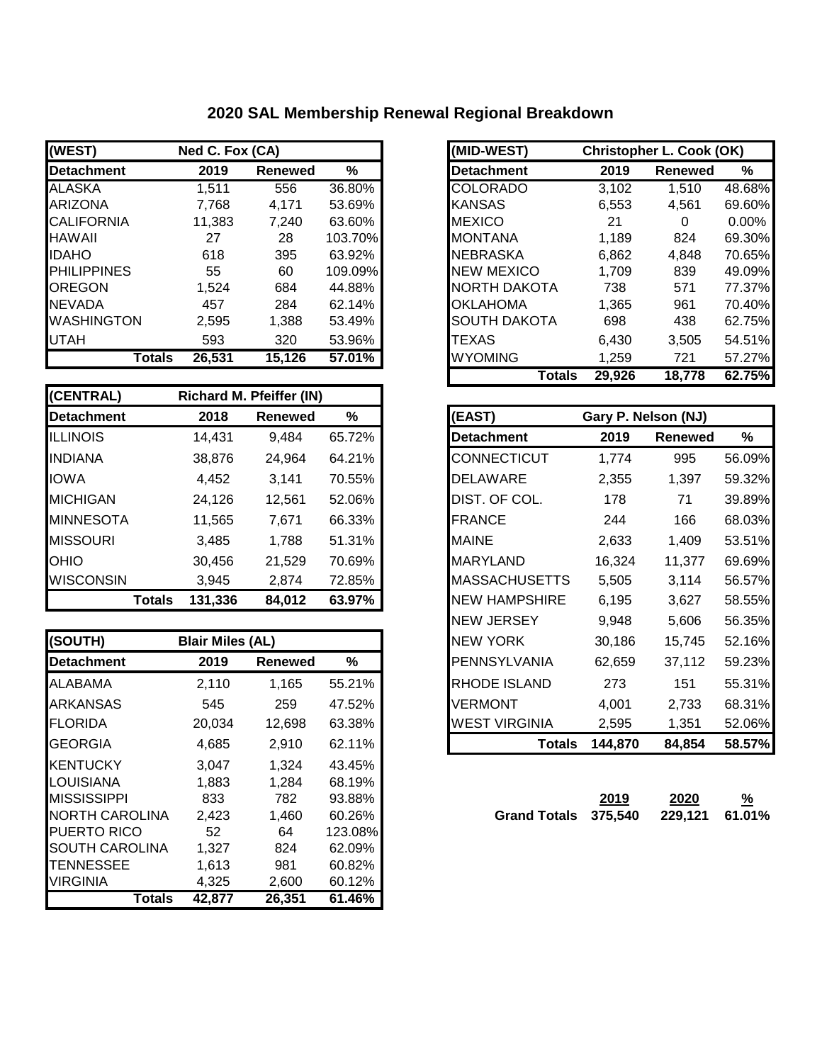# 2020 SAL Membership Renewal Regional Breakdown

| (WEST) | Ned C. Fox (CA) | | |
|---|---|---|---|
| **Detachment** | **2019** | **Renewed** | **%** |
| ALASKA | 1,511 | 556 | 36.80% |
| ARIZONA | 7,768 | 4,171 | 53.69% |
| CALIFORNIA | 11,383 | 7,240 | 63.60% |
| HAWAII | 27 | 28 | 103.70% |
| IDAHO | 618 | 395 | 63.92% |
| PHILIPPINES | 55 | 60 | 109.09% |
| OREGON | 1,524 | 684 | 44.88% |
| NEVADA | 457 | 284 | 62.14% |
| WASHINGTON | 2,595 | 1,388 | 53.49% |
| UTAH | 593 | 320 | 53.96% |
| **Totals** | **26,531** | **15,126** | **57.01%** |

| (CENTRAL) | Richard M. Pfeiffer (IN) | | |
|---|---|---|---|
| **Detachment** | **2018** | **Renewed** | **%** |
| ILLINOIS | 14,431 | 9,484 | 65.72% |
| INDIANA | 38,876 | 24,964 | 64.21% |
| IOWA | 4,452 | 3,141 | 70.55% |
| MICHIGAN | 24,126 | 12,561 | 52.06% |
| MINNESOTA | 11,565 | 7,671 | 66.33% |
| MISSOURI | 3,485 | 1,788 | 51.31% |
| OHIO | 30,456 | 21,529 | 70.69% |
| WISCONSIN | 3,945 | 2,874 | 72.85% |
| **Totals** | **131,336** | **84,012** | **63.97%** |

| (SOUTH) | Blair Miles (AL) | | |
|---|---|---|---|
| **Detachment** | **2019** | **Renewed** | **%** |
| ALABAMA | 2,110 | 1,165 | 55.21% |
| ARKANSAS | 545 | 259 | 47.52% |
| FLORIDA | 20,034 | 12,698 | 63.38% |
| GEORGIA | 4,685 | 2,910 | 62.11% |
| KENTUCKY | 3,047 | 1,324 | 43.45% |
| LOUISIANA | 1,883 | 1,284 | 68.19% |
| MISSISSIPPI | 833 | 782 | 93.88% |
| NORTH CAROLINA | 2,423 | 1,460 | 60.26% |
| PUERTO RICO | 52 | 64 | 123.08% |
| SOUTH CAROLINA | 1,327 | 824 | 62.09% |
| TENNESSEE | 1,613 | 981 | 60.82% |
| VIRGINIA | 4,325 | 2,600 | 60.12% |
| **Totals** | **42,877** | **26,351** | **61.46%** |

| (MID-WEST) | Christopher L. Cook (OK) | | |
|---|---|---|---|
| **Detachment** | **2019** | **Renewed** | **%** |
| COLORADO | 3,102 | 1,510 | 48.68% |
| KANSAS | 6,553 | 4,561 | 69.60% |
| MEXICO | 21 | 0 | 0.00% |
| MONTANA | 1,189 | 824 | 69.30% |
| NEBRASKA | 6,862 | 4,848 | 70.65% |
| NEW MEXICO | 1,709 | 839 | 49.09% |
| NORTH DAKOTA | 738 | 571 | 77.37% |
| OKLAHOMA | 1,365 | 961 | 70.40% |
| SOUTH DAKOTA | 698 | 438 | 62.75% |
| TEXAS | 6,430 | 3,505 | 54.51% |
| WYOMING | 1,259 | 721 | 57.27% |
| **Totals** | **29,926** | **18,778** | **62.75%** |

| (EAST) | Gary P. Nelson (NJ) | | |
|---|---|---|---|
| **Detachment** | **2019** | **Renewed** | **%** |
| CONNECTICUT | 1,774 | 995 | 56.09% |
| DELAWARE | 2,355 | 1,397 | 59.32% |
| DIST. OF COL. | 178 | 71 | 39.89% |
| FRANCE | 244 | 166 | 68.03% |
| MAINE | 2,633 | 1,409 | 53.51% |
| MARYLAND | 16,324 | 11,377 | 69.69% |
| MASSACHUSETTS | 5,505 | 3,114 | 56.57% |
| NEW HAMPSHIRE | 6,195 | 3,627 | 58.55% |
| NEW JERSEY | 9,948 | 5,606 | 56.35% |
| NEW YORK | 30,186 | 15,745 | 52.16% |
| PENNSYLVANIA | 62,659 | 37,112 | 59.23% |
| RHODE ISLAND | 273 | 151 | 55.31% |
| VERMONT | 4,001 | 2,733 | 68.31% |
| WEST VIRGINIA | 2,595 | 1,351 | 52.06% |
| **Totals** | **144,870** | **84,854** | **58.57%** |

| | **2019** | **2020** | **%** |
|---|---|---|---|
| **Grand Totals** | **375,540** | **229,121** | **61.01%** |